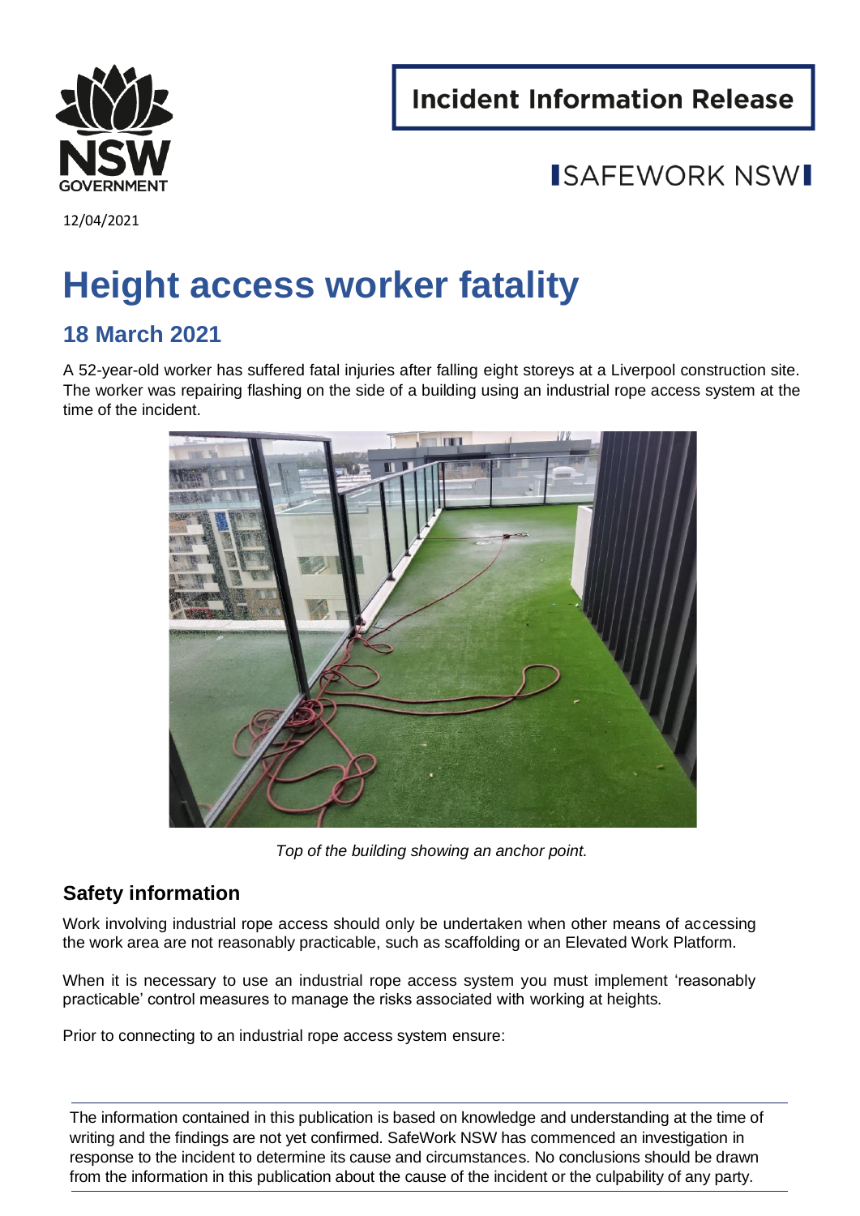Incident Information Release

SAFEWORK NSW

12/04/2021

# Height access worker fatality

## 18 March 2021

A 52-year-old worker has suffered fatal injuries after falling eight storeys at a Liverpool construction site. The worker was repairing flashing on the side of a building using an industrial rope access system at the time of the incident.

*Top of the building showing an anchor point.*

### Safety information

Work involving industrial rope access should only be undertaken when other means of accessing the work area are not reasonably practicable, such as scaffolding or an Elevated Work Platform.

When it is necessary to use an industrial rope access system you must implement 'reasonably practicable' control measures to manage the risks associated with working at heights.

Prior to connecting to an industrial rope access system ensure:

The information contained in this publication is based on knowledge and understanding at the time of writing and the findings are not yet confirmed. SafeWork NSW has commenced an investigation in response to the incident to determine its cause and circumstances. No conclusions should be drawn from the information in this publication about the cause of the incident or the culpability of any party.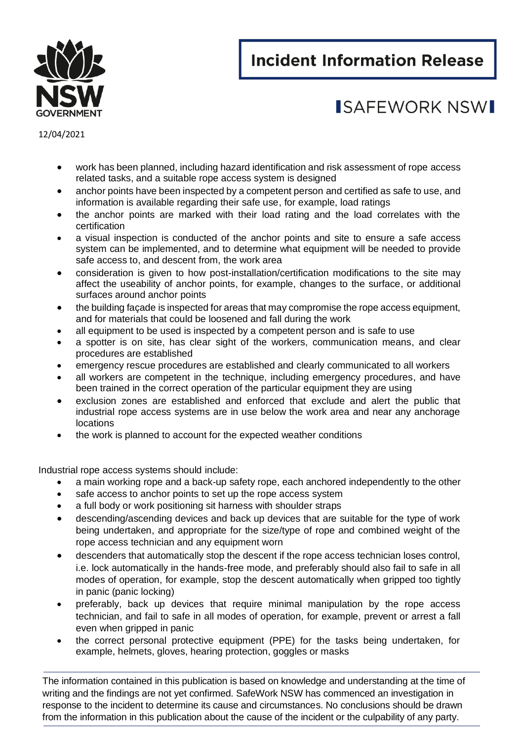- work has been planned, including hazard identification and risk assessment of rope access related tasks, and a suitable rope access system is designed
- anchor points have been inspected by a competent person and certified as safe to use, and information is available regarding their safe use, for example, load ratings
- the anchor points are marked with their load rating and the load correlates with the certification
- a visual inspection is conducted of the anchor points and site to ensure a safe access system can be implemented, and to determine what equipment will be needed to provide safe access to, and descent from, the work area
- consideration is given to how post-installation/certification modifications to the site may affect the useability of anchor points, for example, changes to the surface, or additional surfaces around anchor points
- the building façade is inspected for areas that may compromise the rope access equipment, and for materials that could be loosened and fall during the work
- all equipment to be used is inspected by a competent person and is safe to use
- a spotter is on site, has clear sight of the workers, communication means, and clear procedures are established
- emergency rescue procedures are established and clearly communicated to all workers
- all workers are competent in the technique, including emergency procedures, and have been trained in the correct operation of the particular equipment they are using
- exclusion zones are established and enforced that exclude and alert the public that industrial rope access systems are in use below the work area and near any anchorage locations
- the work is planned to account for the expected weather conditions

Industrial rope access systems should include:

- a main working rope and a back-up safety rope, each anchored independently to the other
- safe access to anchor points to set up the rope access system
- a full body or work positioning sit harness with shoulder straps
- descending/ascending devices and back up devices that are suitable for the type of work being undertaken, and appropriate for the size/type of rope and combined weight of the rope access technician and any equipment worn
- descenders that automatically stop the descent if the rope access technician loses control, i.e. lock automatically in the hands-free mode, and preferably should also fail to safe in all modes of operation, for example, stop the descent automatically when gripped too tightly in panic (panic locking)
- preferably, back up devices that require minimal manipulation by the rope access technician, and fail to safe in all modes of operation, for example, prevent or arrest a fall even when gripped in panic
- the correct personal protective equipment (PPE) for the tasks being undertaken, for example, helmets, gloves, hearing protection, goggles or masks

The information contained in this publication is based on knowledge and understanding at the time of writing and the findings are not yet confirmed. SafeWork NSW has commenced an investigation in response to the incident to determine its cause and circumstances. No conclusions should be drawn from the information in this publication about the cause of the incident or the culpability of any party.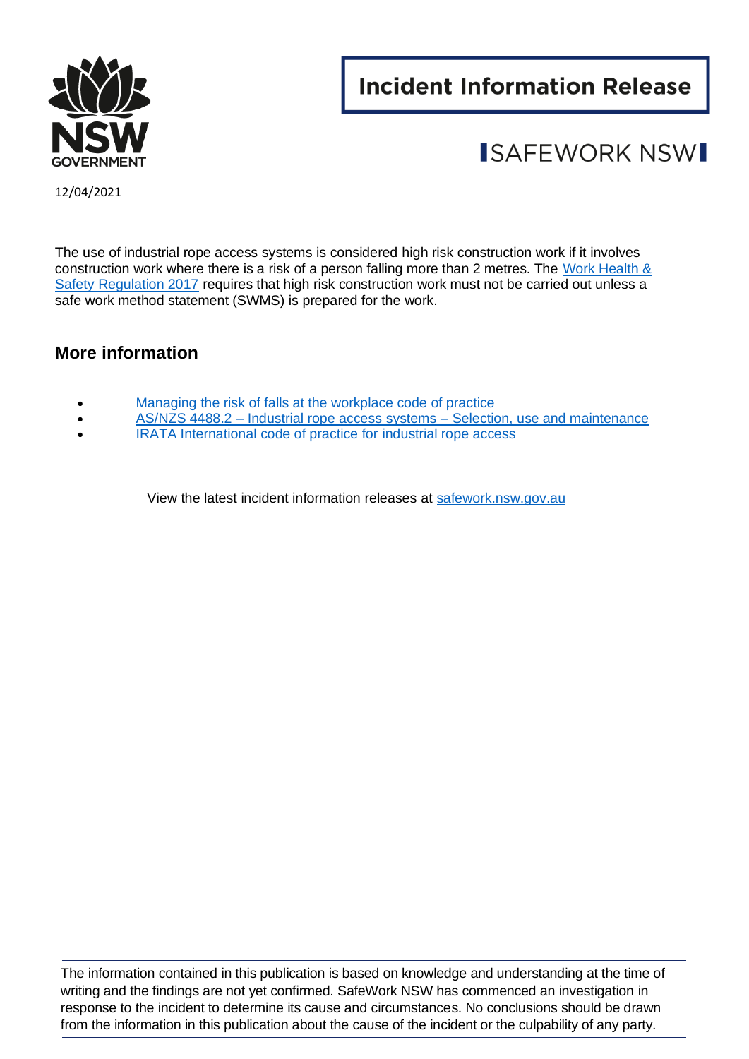12/04/2021

The use of industrial rope access systems is considered high risk construction work if it involves construction work where there is a risk of a person falling more than 2 metres. The Work Health & Safety Regulation 2017 requires that high risk construction work must not be carried out unless a safe work method statement (SWMS) is prepared for the work.

## More information

- Managing the risk of falls at the workplace code of practice
- AS/NZS 4488.2 – Industrial rope access systems – Selection, use and maintenance
- IRATA International code of practice for industrial rope access

View the latest incident information releases at safework.nsw.gov.au

The information contained in this publication is based on knowledge and understanding at the time of writing and the findings are not yet confirmed. SafeWork NSW has commenced an investigation in response to the incident to determine its cause and circumstances. No conclusions should be drawn from the information in this publication about the cause of the incident or the culpability of any party.